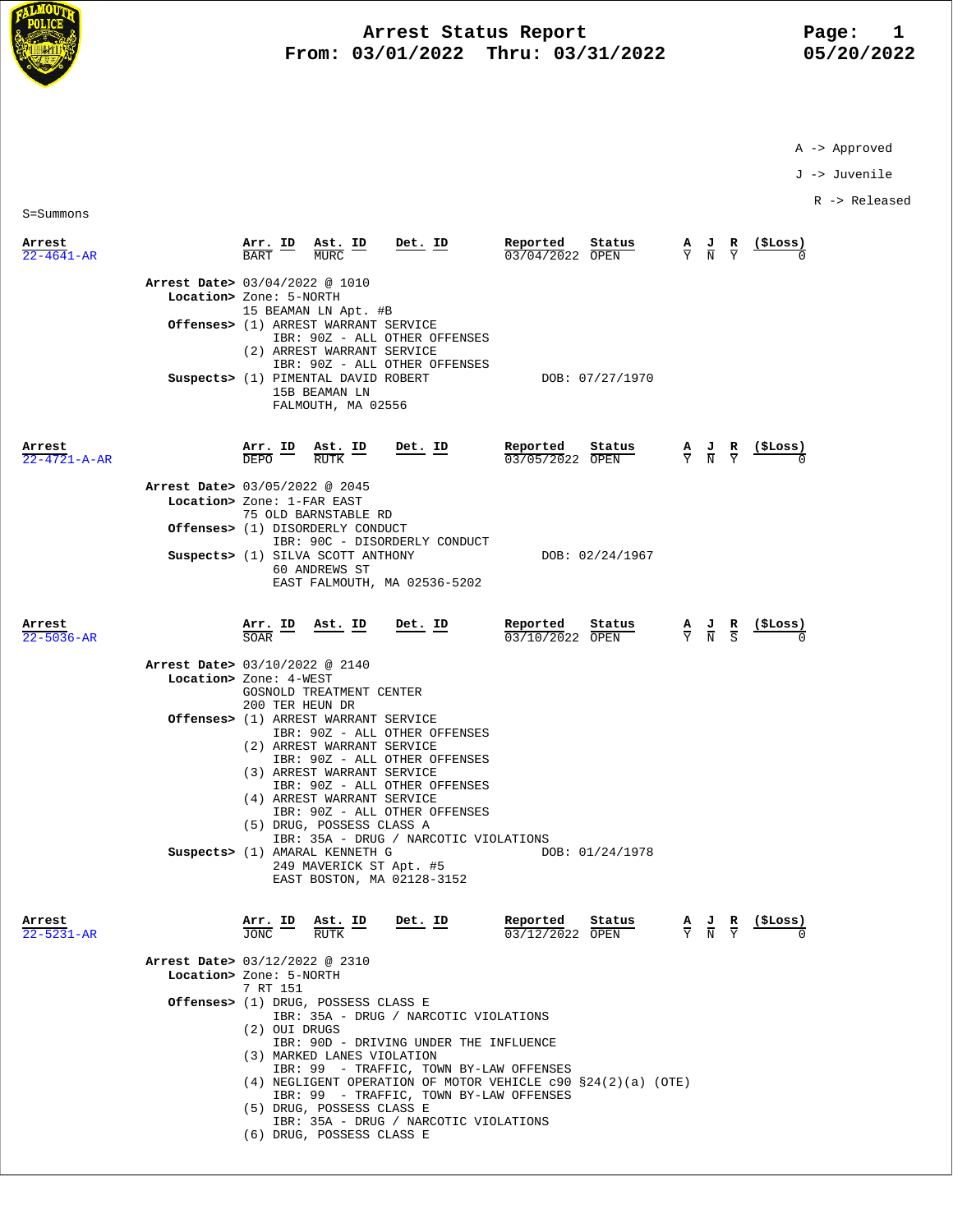# Arrest Status Report

**From: 03/01/2022 Thru: 03/31/2022**

05/20/2022

A -> Approved
J -> Juvenile
R -> Released

S=Summons

| Arrest | Arr. ID | Ast. ID | Det. ID | Reported | Status | A | J | R | ($Loss) |
|---|---|---|---|---|---|---|---|---|---|
| 22-4641-AR | BART | MURC | | 03/04/2022 | OPEN | Y | N | Y | 0 |

**Arrest Date>** 03/04/2022 @ 1010
**Location>** Zone: 5-NORTH
15 BEAMAN LN Apt. #B
**Offenses>** (1) ARREST WARRANT SERVICE
IBR: 90Z - ALL OTHER OFFENSES
(2) ARREST WARRANT SERVICE
IBR: 90Z - ALL OTHER OFFENSES
**Suspects>** (1) PIMENTAL DAVID ROBERT — DOB: 07/27/1970
15B BEAMAN LN
FALMOUTH, MA 02556

| Arrest | Arr. ID | Ast. ID | Det. ID | Reported | Status | A | J | R | ($Loss) |
|---|---|---|---|---|---|---|---|---|---|
| 22-4721-A-AR | DEPO | RUTK | | 03/05/2022 | OPEN | Y | N | Y | 0 |

**Arrest Date>** 03/05/2022 @ 2045
**Location>** Zone: 1-FAR EAST
75 OLD BARNSTABLE RD
**Offenses>** (1) DISORDERLY CONDUCT
IBR: 90C - DISORDERLY CONDUCT
**Suspects>** (1) SILVA SCOTT ANTHONY — DOB: 02/24/1967
60 ANDREWS ST
EAST FALMOUTH, MA 02536-5202

| Arrest | Arr. ID | Ast. ID | Det. ID | Reported | Status | A | J | R | ($Loss) |
|---|---|---|---|---|---|---|---|---|---|
| 22-5036-AR | SOAR | | | 03/10/2022 | OPEN | Y | N | S | 0 |

**Arrest Date>** 03/10/2022 @ 2140
**Location>** Zone: 4-WEST
GOSNOLD TREATMENT CENTER
200 TER HEUN DR
**Offenses>** (1) ARREST WARRANT SERVICE
IBR: 90Z - ALL OTHER OFFENSES
(2) ARREST WARRANT SERVICE
IBR: 90Z - ALL OTHER OFFENSES
(3) ARREST WARRANT SERVICE
IBR: 90Z - ALL OTHER OFFENSES
(4) ARREST WARRANT SERVICE
IBR: 90Z - ALL OTHER OFFENSES
(5) DRUG, POSSESS CLASS A
IBR: 35A - DRUG / NARCOTIC VIOLATIONS
**Suspects>** (1) AMARAL KENNETH G — DOB: 01/24/1978
249 MAVERICK ST Apt. #5
EAST BOSTON, MA 02128-3152

| Arrest | Arr. ID | Ast. ID | Det. ID | Reported | Status | A | J | R | ($Loss) |
|---|---|---|---|---|---|---|---|---|---|
| 22-5231-AR | JONC | RUTK | | 03/12/2022 | OPEN | Y | N | Y | 0 |

**Arrest Date>** 03/12/2022 @ 2310
**Location>** Zone: 5-NORTH
7 RT 151
**Offenses>** (1) DRUG, POSSESS CLASS E
IBR: 35A - DRUG / NARCOTIC VIOLATIONS
(2) OUI DRUGS
IBR: 90D - DRIVING UNDER THE INFLUENCE
(3) MARKED LANES VIOLATION
IBR: 99 - TRAFFIC, TOWN BY-LAW OFFENSES
(4) NEGLIGENT OPERATION OF MOTOR VEHICLE c90 §24(2)(a) (OTE)
IBR: 99 - TRAFFIC, TOWN BY-LAW OFFENSES
(5) DRUG, POSSESS CLASS E
IBR: 35A - DRUG / NARCOTIC VIOLATIONS
(6) DRUG, POSSESS CLASS E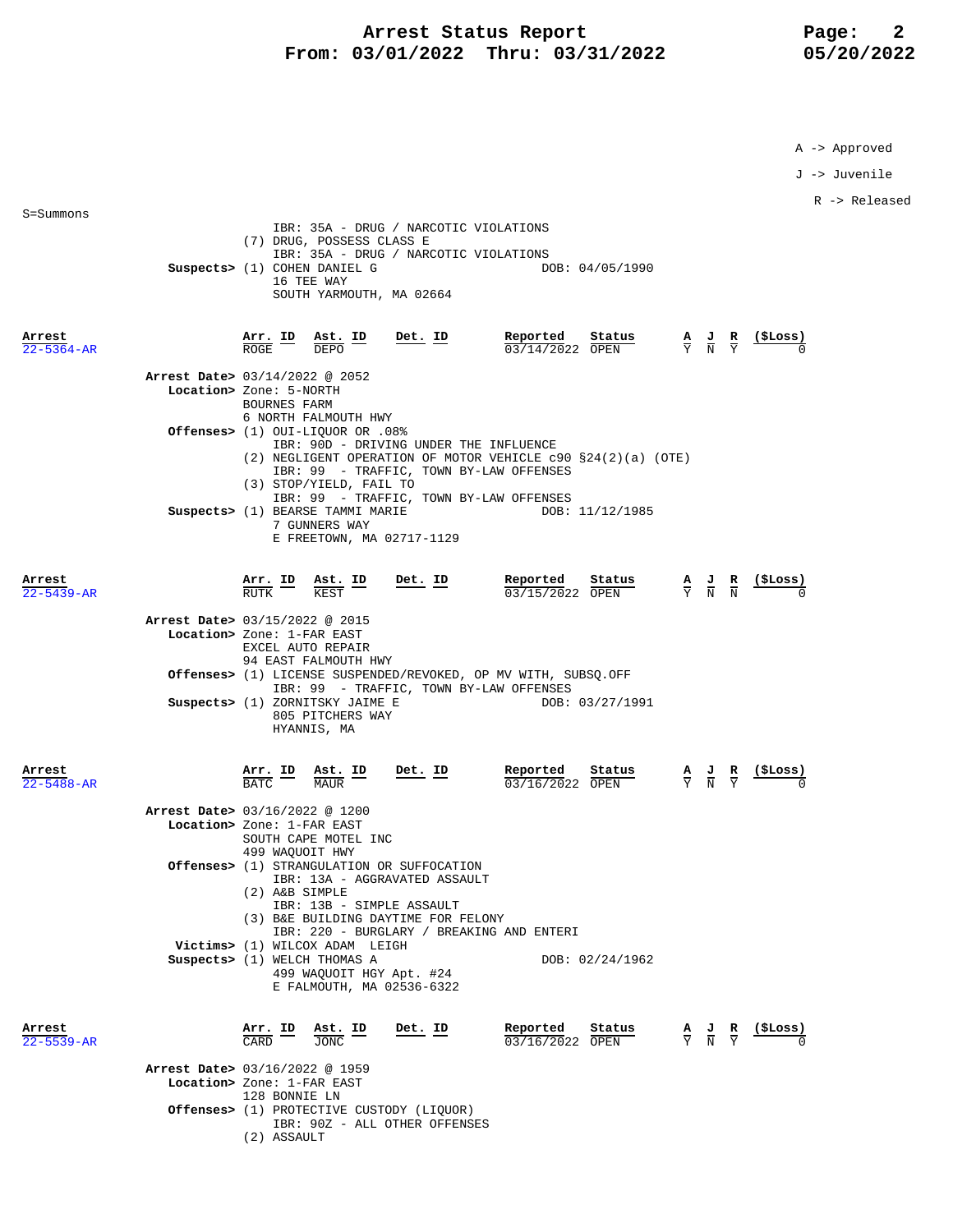A -> Approved

J -> Juvenile

R -> Released

S=Summons

IBR: 35A - DRUG / NARCOTIC VIOLATIONS
(7) DRUG, POSSESS CLASS E
IBR: 35A - DRUG / NARCOTIC VIOLATIONS

**Suspects>** (1) COHEN DANIEL G — DOB: 04/05/1990
16 TEE WAY
SOUTH YARMOUTH, MA 02664

| Arrest | Arr. ID | Ast. ID | Det. ID | Reported | Status | A | J | R | ($Loss) |
|---|---|---|---|---|---|---|---|---|---|
| 22-5364-AR | ROGE | DEPO | | 03/14/2022 | OPEN | Y | N | Y | 0 |

**Arrest Date>** 03/14/2022 @ 2052
**Location>** Zone: 5-NORTH
BOURNES FARM
6 NORTH FALMOUTH HWY
**Offenses>** (1) OUI-LIQUOR OR .08%
IBR: 90D - DRIVING UNDER THE INFLUENCE
(2) NEGLIGENT OPERATION OF MOTOR VEHICLE c90 §24(2)(a) (OTE)
IBR: 99 - TRAFFIC, TOWN BY-LAW OFFENSES
(3) STOP/YIELD, FAIL TO
IBR: 99 - TRAFFIC, TOWN BY-LAW OFFENSES
**Suspects>** (1) BEARSE TAMMI MARIE — DOB: 11/12/1985
7 GUNNERS WAY
E FREETOWN, MA 02717-1129

| Arrest | Arr. ID | Ast. ID | Det. ID | Reported | Status | A | J | R | ($Loss) |
|---|---|---|---|---|---|---|---|---|---|
| 22-5439-AR | RUTK | KEST | | 03/15/2022 | OPEN | Y | N | N | 0 |

**Arrest Date>** 03/15/2022 @ 2015
**Location>** Zone: 1-FAR EAST
EXCEL AUTO REPAIR
94 EAST FALMOUTH HWY
**Offenses>** (1) LICENSE SUSPENDED/REVOKED, OP MV WITH, SUBSQ.OFF
IBR: 99 - TRAFFIC, TOWN BY-LAW OFFENSES
**Suspects>** (1) ZORNITSKY JAIME E — DOB: 03/27/1991
805 PITCHERS WAY
HYANNIS, MA

| Arrest | Arr. ID | Ast. ID | Det. ID | Reported | Status | A | J | R | ($Loss) |
|---|---|---|---|---|---|---|---|---|---|
| 22-5488-AR | BATC | MAUR | | 03/16/2022 | OPEN | Y | N | Y | 0 |

**Arrest Date>** 03/16/2022 @ 1200
**Location>** Zone: 1-FAR EAST
SOUTH CAPE MOTEL INC
499 WAQUOIT HWY
**Offenses>** (1) STRANGULATION OR SUFFOCATION
IBR: 13A - AGGRAVATED ASSAULT
(2) A&B SIMPLE
IBR: 13B - SIMPLE ASSAULT
(3) B&E BUILDING DAYTIME FOR FELONY
IBR: 220 - BURGLARY / BREAKING AND ENTERI
**Victims>** (1) WILCOX ADAM LEIGH
**Suspects>** (1) WELCH THOMAS A — DOB: 02/24/1962
499 WAQUOIT HGY Apt. #24
E FALMOUTH, MA 02536-6322

| Arrest | Arr. ID | Ast. ID | Det. ID | Reported | Status | A | J | R | ($Loss) |
|---|---|---|---|---|---|---|---|---|---|
| 22-5539-AR | CARD | JONC | | 03/16/2022 | OPEN | Y | N | Y | 0 |

**Arrest Date>** 03/16/2022 @ 1959
**Location>** Zone: 1-FAR EAST
128 BONNIE LN
**Offenses>** (1) PROTECTIVE CUSTODY (LIQUOR)
IBR: 90Z - ALL OTHER OFFENSES
(2) ASSAULT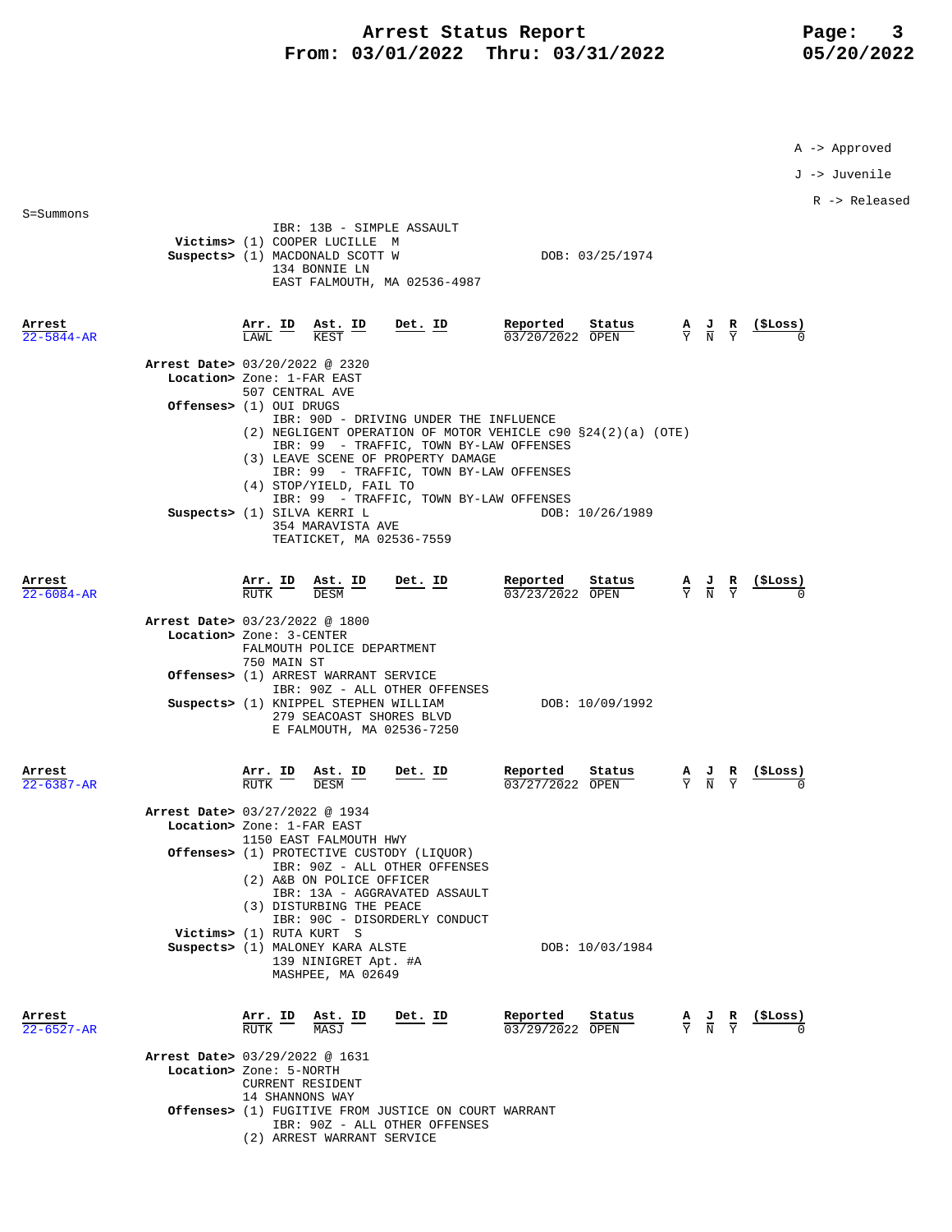A -> Approved

J -> Juvenile

R -> Released

S=Summons

IBR: 13B - SIMPLE ASSAULT
**Victims>** (1) COOPER LUCILLE M
**Suspects>** (1) MACDONALD SCOTT W DOB: 03/25/1974
134 BONNIE LN
EAST FALMOUTH, MA 02536-4987

| Arrest | Arr. ID | Ast. ID | Det. ID | Reported | Status | A | J | R | ($Loss) |
|---|---|---|---|---|---|---|---|---|---|
| 22-5844-AR | LAWL | KEST | | 03/20/2022 | OPEN | Y | N | Y | 0 |

**Arrest Date>** 03/20/2022 @ 2320
**Location>** Zone: 1-FAR EAST
507 CENTRAL AVE
**Offenses>** (1) OUI DRUGS
IBR: 90D - DRIVING UNDER THE INFLUENCE
(2) NEGLIGENT OPERATION OF MOTOR VEHICLE c90 §24(2)(a) (OTE)
IBR: 99 - TRAFFIC, TOWN BY-LAW OFFENSES
(3) LEAVE SCENE OF PROPERTY DAMAGE
IBR: 99 - TRAFFIC, TOWN BY-LAW OFFENSES
(4) STOP/YIELD, FAIL TO
IBR: 99 - TRAFFIC, TOWN BY-LAW OFFENSES
**Suspects>** (1) SILVA KERRI L DOB: 10/26/1989
354 MARAVISTA AVE
TEATICKET, MA 02536-7559

| Arrest | Arr. ID | Ast. ID | Det. ID | Reported | Status | A | J | R | ($Loss) |
|---|---|---|---|---|---|---|---|---|---|
| 22-6084-AR | RUTK | DESM | | 03/23/2022 | OPEN | Y | N | Y | 0 |

**Arrest Date>** 03/23/2022 @ 1800
**Location>** Zone: 3-CENTER
FALMOUTH POLICE DEPARTMENT
750 MAIN ST
**Offenses>** (1) ARREST WARRANT SERVICE
IBR: 90Z - ALL OTHER OFFENSES
**Suspects>** (1) KNIPPEL STEPHEN WILLIAM DOB: 10/09/1992
279 SEACOAST SHORES BLVD
E FALMOUTH, MA 02536-7250

| Arrest | Arr. ID | Ast. ID | Det. ID | Reported | Status | A | J | R | ($Loss) |
|---|---|---|---|---|---|---|---|---|---|
| 22-6387-AR | RUTK | DESM | | 03/27/2022 | OPEN | Y | N | Y | 0 |

**Arrest Date>** 03/27/2022 @ 1934
**Location>** Zone: 1-FAR EAST
1150 EAST FALMOUTH HWY
**Offenses>** (1) PROTECTIVE CUSTODY (LIQUOR)
IBR: 90Z - ALL OTHER OFFENSES
(2) A&B ON POLICE OFFICER
IBR: 13A - AGGRAVATED ASSAULT
(3) DISTURBING THE PEACE
IBR: 90C - DISORDERLY CONDUCT
**Victims>** (1) RUTA KURT S
**Suspects>** (1) MALONEY KARA ALSTE DOB: 10/03/1984
139 NINIGRET Apt. #A
MASHPEE, MA 02649

| Arrest | Arr. ID | Ast. ID | Det. ID | Reported | Status | A | J | R | ($Loss) |
|---|---|---|---|---|---|---|---|---|---|
| 22-6527-AR | RUTK | MASJ | | 03/29/2022 | OPEN | Y | N | Y | 0 |

**Arrest Date>** 03/29/2022 @ 1631
**Location>** Zone: 5-NORTH
CURRENT RESIDENT
14 SHANNONS WAY
**Offenses>** (1) FUGITIVE FROM JUSTICE ON COURT WARRANT
IBR: 90Z - ALL OTHER OFFENSES
(2) ARREST WARRANT SERVICE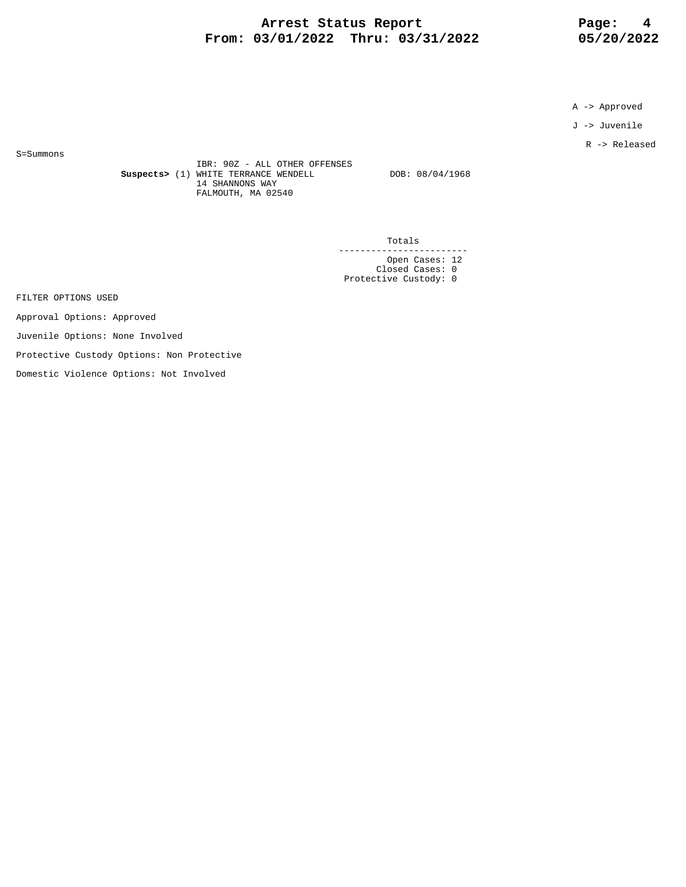# Arrest Status Report
## From: 03/01/2022 Thru: 03/31/2022

A -> Approved

J -> Juvenile

R -> Released

S=Summons

IBR: 90Z - ALL OTHER OFFENSES

**Suspects>** (1) WHITE TERRANCE WENDELL DOB: 08/04/1968
14 SHANNONS WAY
FALMOUTH, MA 02540

Totals

Open Cases: 12
Closed Cases: 0
Protective Custody: 0

FILTER OPTIONS USED

Approval Options: Approved

Juvenile Options: None Involved

Protective Custody Options: Non Protective

Domestic Violence Options: Not Involved